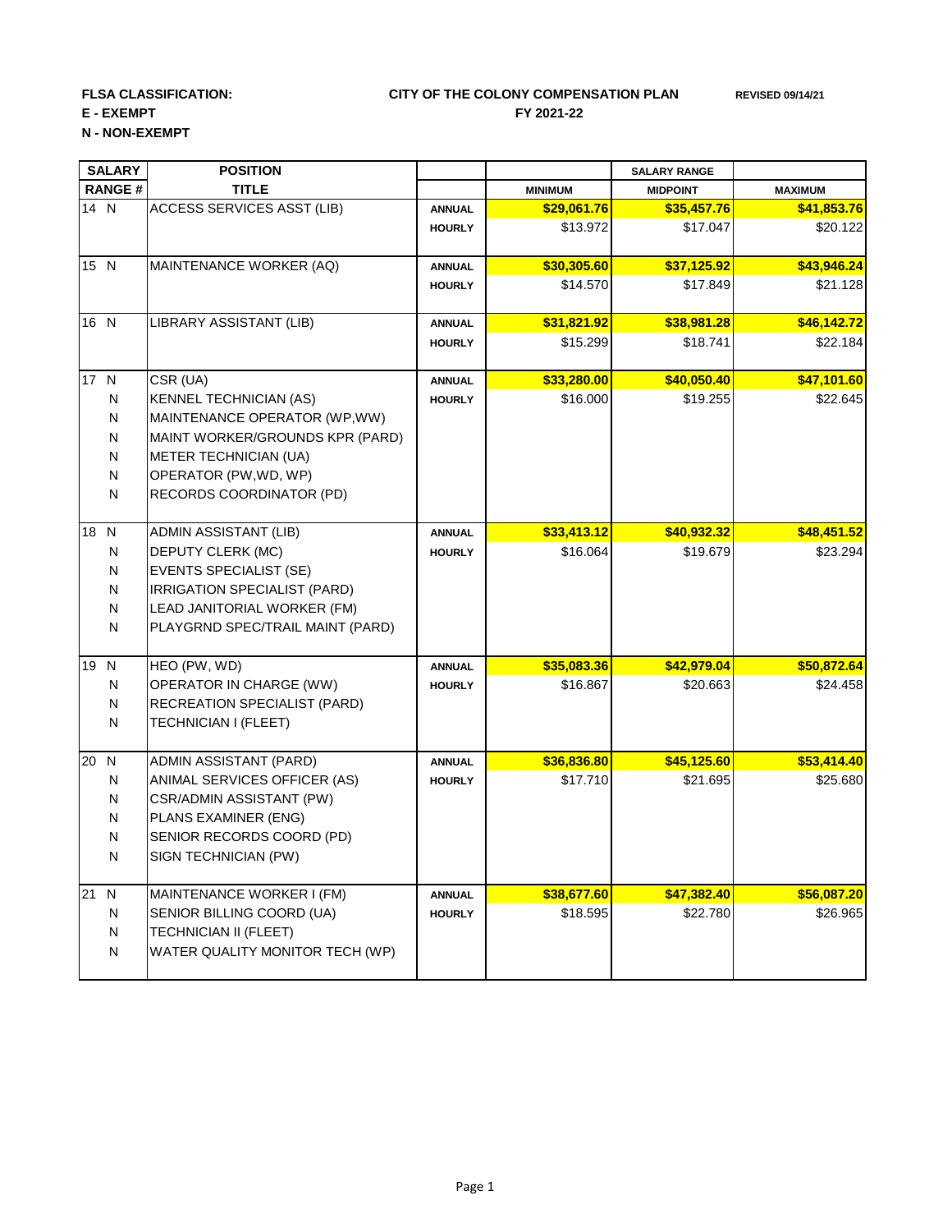**FLSA CLASSIFICATION:**
**E - EXEMPT**
**N - NON-EXEMPT**

**CITY OF THE COLONY COMPENSATION PLAN**
**FY 2021-22**

**REVISED 09/14/21**

| SALARY RANGE # | POSITION TITLE | | MINIMUM | MIDPOINT | MAXIMUM |
|---|---|---|---|---|---|
| 14 N | ACCESS SERVICES ASST (LIB) | ANNUAL | $29,061.76 | $35,457.76 | $41,853.76 |
| | | HOURLY | $13.972 | $17.047 | $20.122 |
| 15 N | MAINTENANCE WORKER (AQ) | ANNUAL | $30,305.60 | $37,125.92 | $43,946.24 |
| | | HOURLY | $14.570 | $17.849 | $21.128 |
| 16 N | LIBRARY ASSISTANT (LIB) | ANNUAL | $31,821.92 | $38,981.28 | $46,142.72 |
| | | HOURLY | $15.299 | $18.741 | $22.184 |
| 17 N | CSR (UA) | ANNUAL | $33,280.00 | $40,050.40 | $47,101.60 |
| N | KENNEL TECHNICIAN (AS) | HOURLY | $16.000 | $19.255 | $22.645 |
| N | MAINTENANCE OPERATOR (WP,WW) | | | | |
| N | MAINT WORKER/GROUNDS KPR (PARD) | | | | |
| N | METER TECHNICIAN (UA) | | | | |
| N | OPERATOR (PW,WD, WP) | | | | |
| N | RECORDS COORDINATOR (PD) | | | | |
| 18 N | ADMIN ASSISTANT (LIB) | ANNUAL | $33,413.12 | $40,932.32 | $48,451.52 |
| N | DEPUTY CLERK (MC) | HOURLY | $16.064 | $19.679 | $23.294 |
| N | EVENTS SPECIALIST (SE) | | | | |
| N | IRRIGATION SPECIALIST (PARD) | | | | |
| N | LEAD JANITORIAL WORKER (FM) | | | | |
| N | PLAYGRND SPEC/TRAIL MAINT (PARD) | | | | |
| 19 N | HEO (PW, WD) | ANNUAL | $35,083.36 | $42,979.04 | $50,872.64 |
| N | OPERATOR IN CHARGE (WW) | HOURLY | $16.867 | $20.663 | $24.458 |
| N | RECREATION SPECIALIST (PARD) | | | | |
| N | TECHNICIAN I (FLEET) | | | | |
| 20 N | ADMIN ASSISTANT (PARD) | ANNUAL | $36,836.80 | $45,125.60 | $53,414.40 |
| N | ANIMAL SERVICES OFFICER (AS) | HOURLY | $17.710 | $21.695 | $25.680 |
| N | CSR/ADMIN ASSISTANT (PW) | | | | |
| N | PLANS EXAMINER (ENG) | | | | |
| N | SENIOR RECORDS COORD (PD) | | | | |
| N | SIGN TECHNICIAN (PW) | | | | |
| 21 N | MAINTENANCE WORKER I (FM) | ANNUAL | $38,677.60 | $47,382.40 | $56,087.20 |
| N | SENIOR BILLING COORD (UA) | HOURLY | $18.595 | $22.780 | $26.965 |
| N | TECHNICIAN II (FLEET) | | | | |
| N | WATER QUALITY MONITOR TECH (WP) | | | | |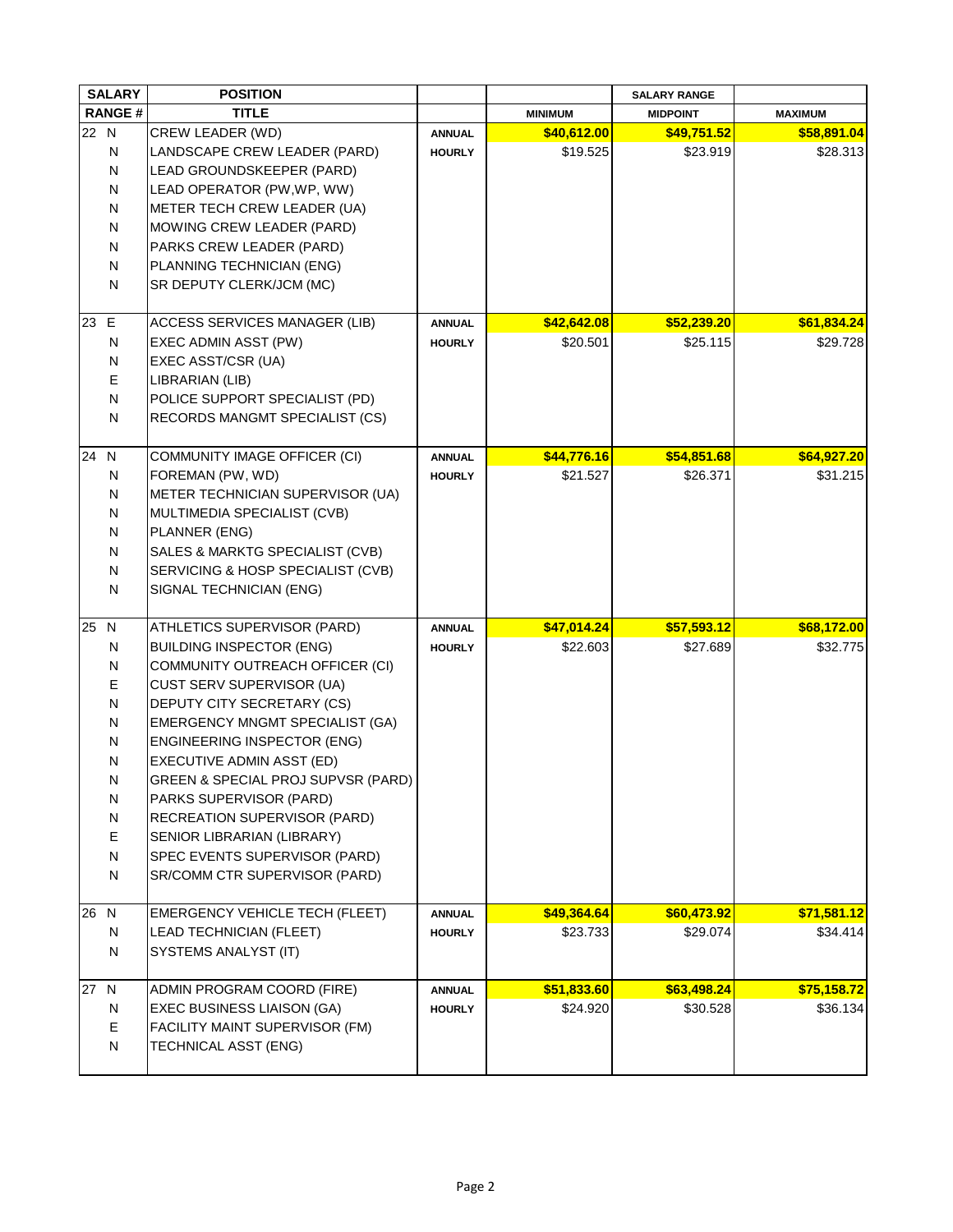| SALARY RANGE # | | POSITION TITLE | | MINIMUM | SALARY RANGE MIDPOINT | MAXIMUM |
|---|---|---|---|---|---|---|
| 22 | N | CREW LEADER (WD) | ANNUAL | $40,612.00 | $49,751.52 | $58,891.04 |
| | N | LANDSCAPE CREW LEADER (PARD) | HOURLY | $19.525 | $23.919 | $28.313 |
| | N | LEAD GROUNDSKEEPER (PARD) | | | | |
| | N | LEAD OPERATOR (PW,WP, WW) | | | | |
| | N | METER TECH CREW LEADER (UA) | | | | |
| | N | MOWING CREW LEADER (PARD) | | | | |
| | N | PARKS CREW LEADER (PARD) | | | | |
| | N | PLANNING TECHNICIAN (ENG) | | | | |
| | N | SR DEPUTY CLERK/JCM (MC) | | | | |
| 23 | E | ACCESS SERVICES MANAGER (LIB) | ANNUAL | $42,642.08 | $52,239.20 | $61,834.24 |
| | N | EXEC ADMIN ASST (PW) | HOURLY | $20.501 | $25.115 | $29.728 |
| | N | EXEC ASST/CSR (UA) | | | | |
| | E | LIBRARIAN (LIB) | | | | |
| | N | POLICE SUPPORT SPECIALIST (PD) | | | | |
| | N | RECORDS MANGMT SPECIALIST (CS) | | | | |
| 24 | N | COMMUNITY IMAGE OFFICER (CI) | ANNUAL | $44,776.16 | $54,851.68 | $64,927.20 |
| | N | FOREMAN (PW, WD) | HOURLY | $21.527 | $26.371 | $31.215 |
| | N | METER TECHNICIAN SUPERVISOR (UA) | | | | |
| | N | MULTIMEDIA SPECIALIST (CVB) | | | | |
| | N | PLANNER (ENG) | | | | |
| | N | SALES & MARKTG SPECIALIST (CVB) | | | | |
| | N | SERVICING & HOSP SPECIALIST (CVB) | | | | |
| | N | SIGNAL TECHNICIAN (ENG) | | | | |
| 25 | N | ATHLETICS SUPERVISOR (PARD) | ANNUAL | $47,014.24 | $57,593.12 | $68,172.00 |
| | N | BUILDING INSPECTOR (ENG) | HOURLY | $22.603 | $27.689 | $32.775 |
| | N | COMMUNITY OUTREACH OFFICER (CI) | | | | |
| | E | CUST SERV SUPERVISOR (UA) | | | | |
| | N | DEPUTY CITY SECRETARY (CS) | | | | |
| | N | EMERGENCY MNGMT SPECIALIST (GA) | | | | |
| | N | ENGINEERING INSPECTOR (ENG) | | | | |
| | N | EXECUTIVE ADMIN ASST (ED) | | | | |
| | N | GREEN & SPECIAL PROJ SUPVSR (PARD) | | | | |
| | N | PARKS SUPERVISOR (PARD) | | | | |
| | N | RECREATION SUPERVISOR (PARD) | | | | |
| | E | SENIOR LIBRARIAN (LIBRARY) | | | | |
| | N | SPEC EVENTS SUPERVISOR (PARD) | | | | |
| | N | SR/COMM CTR SUPERVISOR (PARD) | | | | |
| 26 | N | EMERGENCY VEHICLE TECH (FLEET) | ANNUAL | $49,364.64 | $60,473.92 | $71,581.12 |
| | N | LEAD TECHNICIAN (FLEET) | HOURLY | $23.733 | $29.074 | $34.414 |
| | N | SYSTEMS ANALYST (IT) | | | | |
| 27 | N | ADMIN PROGRAM COORD (FIRE) | ANNUAL | $51,833.60 | $63,498.24 | $75,158.72 |
| | N | EXEC BUSINESS LIAISON (GA) | HOURLY | $24.920 | $30.528 | $36.134 |
| | E | FACILITY MAINT SUPERVISOR (FM) | | | | |
| | N | TECHNICAL ASST (ENG) | | | | |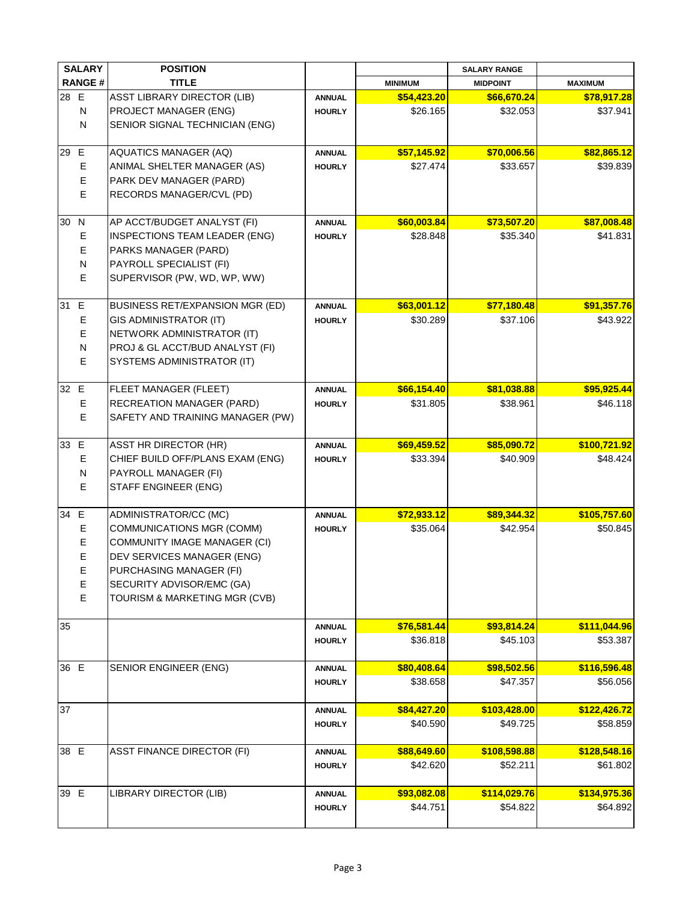| SALARY RANGE # | POSITION TITLE | | SALARY RANGE MINIMUM | MIDPOINT | MAXIMUM |
|---|---|---|---|---|---|
| 28 E | ASST LIBRARY DIRECTOR (LIB) | ANNUAL | $54,423.20 | $66,670.24 | $78,917.28 |
| N | PROJECT MANAGER (ENG) | HOURLY | $26.165 | $32.053 | $37.941 |
| N | SENIOR SIGNAL TECHNICIAN (ENG) | | | | |
| 29 E | AQUATICS MANAGER (AQ) | ANNUAL | $57,145.92 | $70,006.56 | $82,865.12 |
| E | ANIMAL SHELTER MANAGER (AS) | HOURLY | $27.474 | $33.657 | $39.839 |
| E | PARK DEV MANAGER (PARD) | | | | |
| E | RECORDS MANAGER/CVL (PD) | | | | |
| 30 N | AP ACCT/BUDGET ANALYST (FI) | ANNUAL | $60,003.84 | $73,507.20 | $87,008.48 |
| E | INSPECTIONS TEAM LEADER (ENG) | HOURLY | $28.848 | $35.340 | $41.831 |
| E | PARKS MANAGER (PARD) | | | | |
| N | PAYROLL SPECIALIST (FI) | | | | |
| E | SUPERVISOR (PW, WD, WP, WW) | | | | |
| 31 E | BUSINESS RET/EXPANSION MGR (ED) | ANNUAL | $63,001.12 | $77,180.48 | $91,357.76 |
| E | GIS ADMINISTRATOR (IT) | HOURLY | $30.289 | $37.106 | $43.922 |
| E | NETWORK ADMINISTRATOR (IT) | | | | |
| N | PROJ & GL ACCT/BUD ANALYST (FI) | | | | |
| E | SYSTEMS ADMINISTRATOR (IT) | | | | |
| 32 E | FLEET MANAGER (FLEET) | ANNUAL | $66,154.40 | $81,038.88 | $95,925.44 |
| E | RECREATION MANAGER (PARD) | HOURLY | $31.805 | $38.961 | $46.118 |
| E | SAFETY AND TRAINING MANAGER (PW) | | | | |
| 33 E | ASST HR DIRECTOR (HR) | ANNUAL | $69,459.52 | $85,090.72 | $100,721.92 |
| E | CHIEF BUILD OFF/PLANS EXAM (ENG) | HOURLY | $33.394 | $40.909 | $48.424 |
| N | PAYROLL MANAGER (FI) | | | | |
| E | STAFF ENGINEER (ENG) | | | | |
| 34 E | ADMINISTRATOR/CC (MC) | ANNUAL | $72,933.12 | $89,344.32 | $105,757.60 |
| E | COMMUNICATIONS MGR (COMM) | HOURLY | $35.064 | $42.954 | $50.845 |
| E | COMMUNITY IMAGE MANAGER (CI) | | | | |
| E | DEV SERVICES MANAGER (ENG) | | | | |
| E | PURCHASING MANAGER (FI) | | | | |
| E | SECURITY ADVISOR/EMC (GA) | | | | |
| E | TOURISM & MARKETING MGR (CVB) | | | | |
| 35 | | ANNUAL | $76,581.44 | $93,814.24 | $111,044.96 |
| | | HOURLY | $36.818 | $45.103 | $53.387 |
| 36 E | SENIOR ENGINEER (ENG) | ANNUAL | $80,408.64 | $98,502.56 | $116,596.48 |
| | | HOURLY | $38.658 | $47.357 | $56.056 |
| 37 | | ANNUAL | $84,427.20 | $103,428.00 | $122,426.72 |
| | | HOURLY | $40.590 | $49.725 | $58.859 |
| 38 E | ASST FINANCE DIRECTOR (FI) | ANNUAL | $88,649.60 | $108,598.88 | $128,548.16 |
| | | HOURLY | $42.620 | $52.211 | $61.802 |
| 39 E | LIBRARY DIRECTOR (LIB) | ANNUAL | $93,082.08 | $114,029.76 | $134,975.36 |
| | | HOURLY | $44.751 | $54.822 | $64.892 |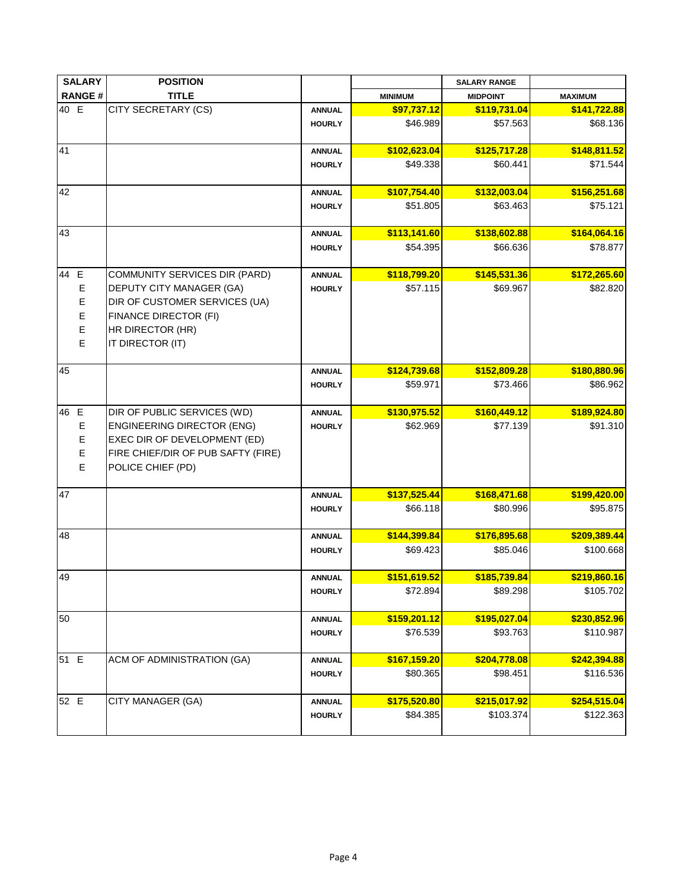| SALARY RANGE # | POSITION TITLE | | SALARY RANGE MINIMUM | MIDPOINT | MAXIMUM |
|---|---|---|---|---|---|
| 40 E | CITY SECRETARY (CS) | ANNUAL | $97,737.12 | $119,731.04 | $141,722.88 |
| | | HOURLY | $46.989 | $57.563 | $68.136 |
| 41 | | ANNUAL | $102,623.04 | $125,717.28 | $148,811.52 |
| | | HOURLY | $49.338 | $60.441 | $71.544 |
| 42 | | ANNUAL | $107,754.40 | $132,003.04 | $156,251.68 |
| | | HOURLY | $51.805 | $63.463 | $75.121 |
| 43 | | ANNUAL | $113,141.60 | $138,602.88 | $164,064.16 |
| | | HOURLY | $54.395 | $66.636 | $78.877 |
| 44 E | COMMUNITY SERVICES DIR (PARD) | ANNUAL | $118,799.20 | $145,531.36 | $172,265.60 |
| E | DEPUTY CITY MANAGER (GA) | HOURLY | $57.115 | $69.967 | $82.820 |
| E | DIR OF CUSTOMER SERVICES (UA) | | | | |
| E | FINANCE DIRECTOR (FI) | | | | |
| E | HR DIRECTOR (HR) | | | | |
| E | IT DIRECTOR (IT) | | | | |
| 45 | | ANNUAL | $124,739.68 | $152,809.28 | $180,880.96 |
| | | HOURLY | $59.971 | $73.466 | $86.962 |
| 46 E | DIR OF PUBLIC SERVICES (WD) | ANNUAL | $130,975.52 | $160,449.12 | $189,924.80 |
| E | ENGINEERING DIRECTOR (ENG) | HOURLY | $62.969 | $77.139 | $91.310 |
| E | EXEC DIR OF DEVELOPMENT (ED) | | | | |
| E | FIRE CHIEF/DIR OF PUB SAFTY (FIRE) | | | | |
| E | POLICE CHIEF (PD) | | | | |
| 47 | | ANNUAL | $137,525.44 | $168,471.68 | $199,420.00 |
| | | HOURLY | $66.118 | $80.996 | $95.875 |
| 48 | | ANNUAL | $144,399.84 | $176,895.68 | $209,389.44 |
| | | HOURLY | $69.423 | $85.046 | $100.668 |
| 49 | | ANNUAL | $151,619.52 | $185,739.84 | $219,860.16 |
| | | HOURLY | $72.894 | $89.298 | $105.702 |
| 50 | | ANNUAL | $159,201.12 | $195,027.04 | $230,852.96 |
| | | HOURLY | $76.539 | $93.763 | $110.987 |
| 51 E | ACM OF ADMINISTRATION (GA) | ANNUAL | $167,159.20 | $204,778.08 | $242,394.88 |
| | | HOURLY | $80.365 | $98.451 | $116.536 |
| 52 E | CITY MANAGER (GA) | ANNUAL | $175,520.80 | $215,017.92 | $254,515.04 |
| | | HOURLY | $84.385 | $103.374 | $122.363 |